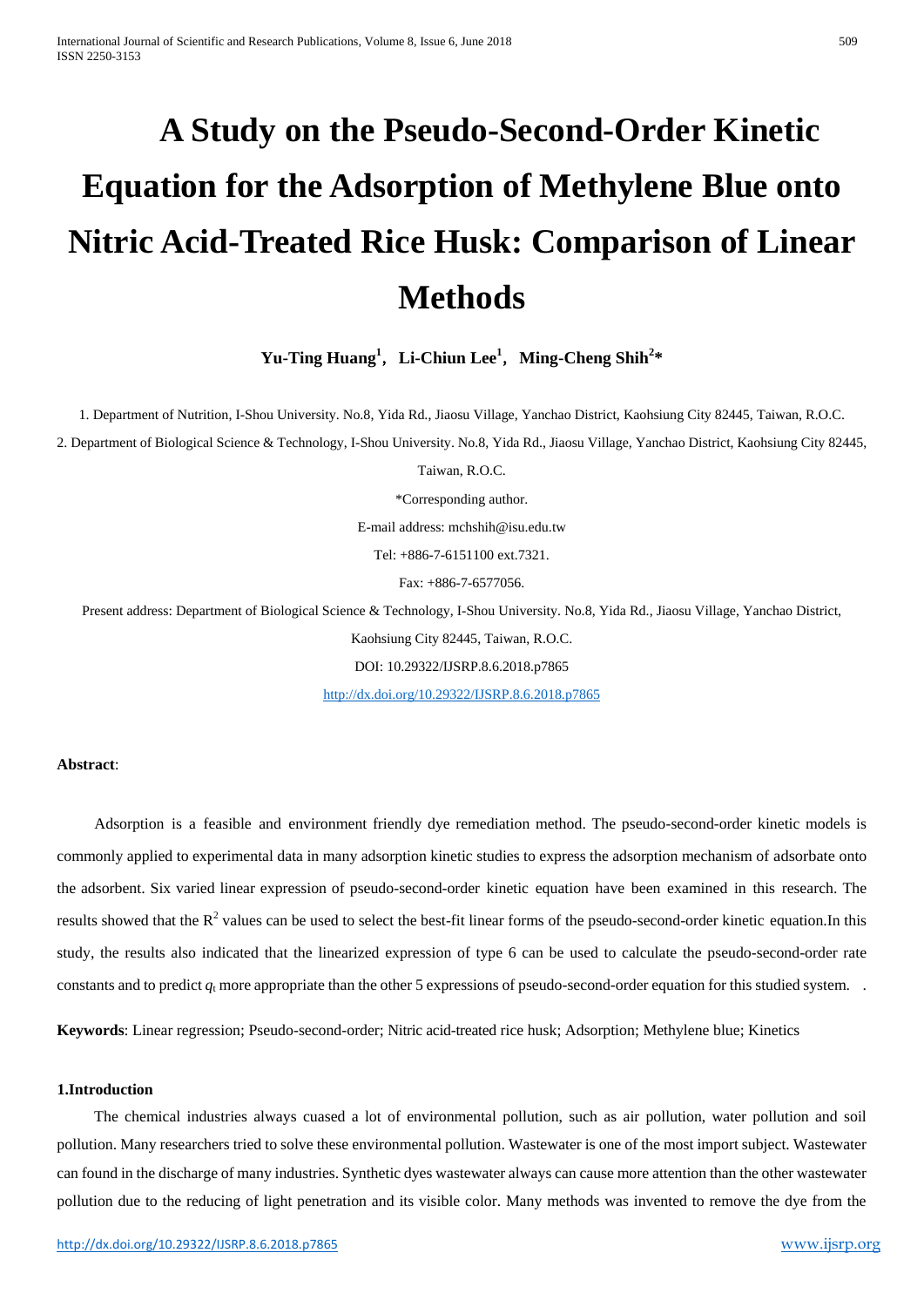# A Study on the Pseudo-Second-Order Kinetic Equation for the Adsorption of Methylene Blue onto Nitric Acid-Treated Rice Husk: Comparison of Linear Methods

**Yu-Ting Huang[1], Li-Chiun Lee[1], Ming-Cheng Shih[2]***

1. Department of Nutrition, I-Shou University. No.8, Yida Rd., Jiaosu Village, Yanchao District, Kaohsiung City 82445, Taiwan, R.O.C.

2. Department of Biological Science & Technology, I-Shou University. No.8, Yida Rd., Jiaosu Village, Yanchao District, Kaohsiung City 82445, Taiwan, R.O.C.

*Corresponding author.

E-mail address: mchshih@isu.edu.tw

Tel: +886-7-6151100 ext.7321.

Fax: +886-7-6577056.

Present address: Department of Biological Science & Technology, I-Shou University. No.8, Yida Rd., Jiaosu Village, Yanchao District, Kaohsiung City 82445, Taiwan, R.O.C.

DOI: 10.29322/IJSRP.8.6.2018.p7865

http://dx.doi.org/10.29322/IJSRP.8.6.2018.p7865

**Abstract**:

Adsorption is a feasible and environment friendly dye remediation method. The pseudo-second-order kinetic models is commonly applied to experimental data in many adsorption kinetic studies to express the adsorption mechanism of adsorbate onto the adsorbent. Six varied linear expression of pseudo-second-order kinetic equation have been examined in this research. The results showed that the $R^2$ values can be used to select the best-fit linear forms of the pseudo-second-order kinetic equation.In this study, the results also indicated that the linearized expression of type 6 can be used to calculate the pseudo-second-order rate constants and to predict $q_t$ more appropriate than the other 5 expressions of pseudo-second-order equation for this studied system. .

**Keywords**: Linear regression; Pseudo-second-order; Nitric acid-treated rice husk; Adsorption; Methylene blue; Kinetics

## 1.Introduction

The chemical industries always cuased a lot of environmental pollution, such as air pollution, water pollution and soil pollution. Many researchers tried to solve these environmental pollution. Wastewater is one of the most import subject. Wastewater can found in the discharge of many industries. Synthetic dyes wastewater always can cause more attention than the other wastewater pollution due to the reducing of light penetration and its visible color. Many methods was invented to remove the dye from the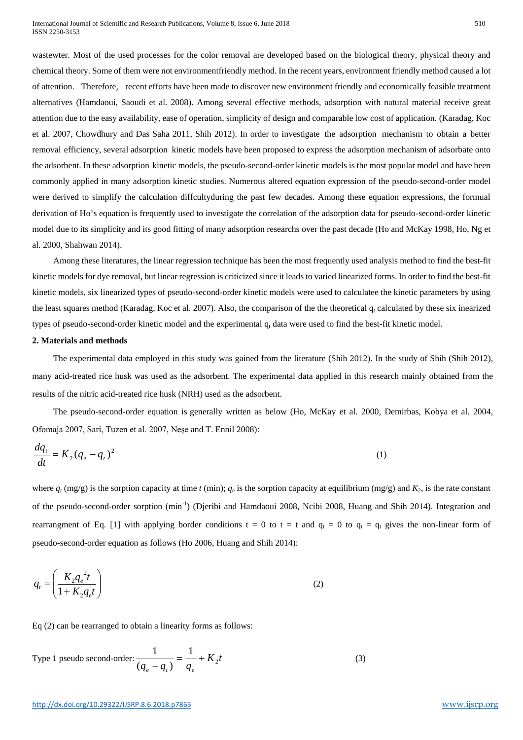wastewter. Most of the used processes for the color removal are developed based on the biological theory, physical theory and chemical theory. Some of them were not environmentfriendly method. In the recent years, environment friendly method caused a lot of attention. Therefore, recent efforts have been made to discover new environment friendly and economically feasible treatment alternatives (Hamdaoui, Saoudi et al. 2008). Among several effective methods, adsorption with natural material receive great attention due to the easy availability, ease of operation, simplicity of design and comparable low cost of application. (Karadag, Koc et al. 2007, Chowdhury and Das Saha 2011, Shih 2012). In order to investigate the adsorption mechanism to obtain a better removal efficiency, several adsorption kinetic models have been proposed to express the adsorption mechanism of adsorbate onto the adsorbent. In these adsorption kinetic models, the pseudo-second-order kinetic models is the most popular model and have been commonly applied in many adsorption kinetic studies. Numerous altered equation expression of the pseudo-second-order model were derived to simplify the calculation diffcultyduring the past few decades. Among these equation expressions, the formual derivation of Ho's equation is frequently used to investigate the correlation of the adsorption data for pseudo-second-order kinetic model due to its simplicity and its good fitting of many adsorption researchs over the past decade (Ho and McKay 1998, Ho, Ng et al. 2000, Shahwan 2014).

Among these literatures, the linear regression technique has been the most frequently used analysis method to find the best-fit kinetic models for dye removal, but linear regression is criticized since it leads to varied linearized forms. In order to find the best-fit kinetic models, six linearized types of pseudo-second-order kinetic models were used to calculatee the kinetic parameters by using the least squares method (Karadag, Koc et al. 2007). Also, the comparison of the the theoretical $q_t$ calculated by these six inearized types of pseudo-second-order kinetic model and the experimental $q_t$ data were used to find the best-fit kinetic model.

## 2. Materials and methods

The experimental data employed in this study was gained from the literature (Shih 2012). In the study of Shih (Shih 2012), many acid-treated rice husk was used as the adsorbent. The experimental data applied in this research mainly obtained from the results of the nitric acid-treated rice husk (NRH) used as the adsorbent.

The pseudo-second-order equation is generally written as below (Ho, McKay et al. 2000, Demirbas, Kobya et al. 2004, Ofomaja 2007, Sari, Tuzen et al. 2007, Neşe and T. Ennil 2008):

$$\frac{dq_t}{dt} = K_2(q_e - q_t)^2 \tag{1}$$

where $q_t$ (mg/g) is the sorption capacity at time $t$ (min); $q_e$ is the sorption capacity at equilibrium (mg/g) and $K_2$, is the rate constant of the pseudo-second-order sorption (min$^{-1}$) (Djeribi and Hamdaoui 2008, Ncibi 2008, Huang and Shih 2014). Integration and rearrangment of Eq. [1] with applying border conditions t = 0 to t = t and $q_t$ = 0 to $q_t$ = $q_t$ gives the non-linear form of pseudo-second-order equation as follows (Ho 2006, Huang and Shih 2014):

$$q_t = \left(\frac{K_2 q_e^{\,2} t}{1 + K_2 q_e t}\right) \tag{2}$$

Eq (2) can be rearranged to obtain a linearity forms as follows:

Type 1 pseudo second-order: $$\frac{1}{(q_e - q_t)} = \frac{1}{q_e} + K_2 t \tag{3}$$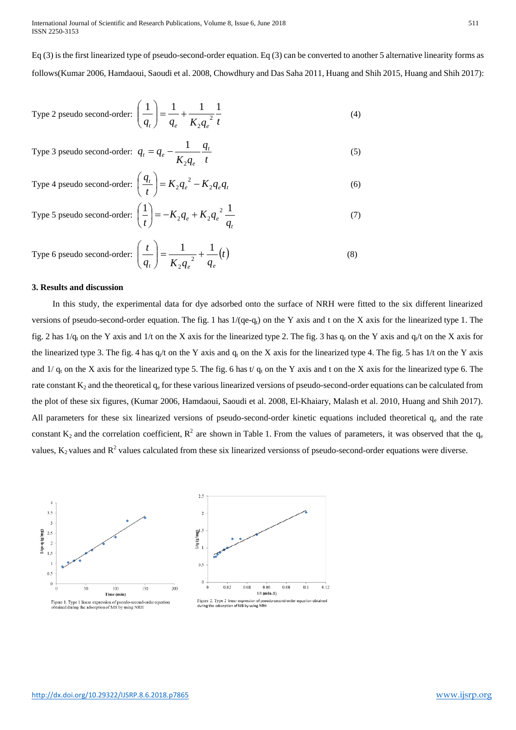Eq (3) is the first linearized type of pseudo-second-order equation. Eq (3) can be converted to another 5 alternative linearity forms as follows(Kumar 2006, Hamdaoui, Saoudi et al. 2008, Chowdhury and Das Saha 2011, Huang and Shih 2015, Huang and Shih 2017):

Type 2 pseudo second-order: $$\left(\frac{1}{q_t}\right) = \frac{1}{q_e} + \frac{1}{K_2 q_e^{\,2}}\frac{1}{t} \tag{4}$$

Type 3 pseudo second-order: $$q_t = q_e - \frac{1}{K_2 q_e}\frac{q_t}{t} \tag{5}$$

Type 4 pseudo second-order: $$\left(\frac{q_t}{t}\right) = K_2 q_e^{\,2} - K_2 q_e q_t \tag{6}$$

Type 5 pseudo second-order: $$\left(\frac{1}{t}\right) = -K_2 q_e + K_2 q_e^{\,2}\frac{1}{q_t} \tag{7}$$

Type 6 pseudo second-order: $$\left(\frac{t}{q_t}\right) = \frac{1}{K_2 q_e^{\,2}} + \frac{1}{q_e}(t) \tag{8}$$

### 3. Results and discussion

In this study, the experimental data for dye adsorbed onto the surface of NRH were fitted to the six different linearized versions of pseudo-second-order equation. The fig. 1 has $1/(q_e-q_t)$ on the Y axis and t on the X axis for the linearized type 1. The fig. 2 has $1/q_t$ on the Y axis and 1/t on the X axis for the linearized type 2. The fig. 3 has $q_t$ on the Y axis and $q_t/t$ on the X axis for the linearized type 3. The fig. 4 has $q_t/t$ on the Y axis and $q_t$ on the X axis for the linearized type 4. The fig. 5 has 1/t on the Y axis and $1/q_t$ on the X axis for the linearized type 5. The fig. 6 has $t/q_t$ on the Y axis and t on the X axis for the linearized type 6. The rate constant $K_2$ and the theoretical $q_e$ for these various linearized versions of pseudo-second-order equations can be calculated from the plot of these six figures, (Kumar 2006, Hamdaoui, Saoudi et al. 2008, El-Khaiary, Malash et al. 2010, Huang and Shih 2017). All parameters for these six linearized versions of pseudo-second-order kinetic equations included theoretical $q_e$ and the rate constant $K_2$ and the correlation coefficient, $R^2$ are shown in Table 1. From the values of parameters, it was observed that the $q_e$ values, $K_2$ values and $R^2$ values calculated from these six linearized versionss of pseudo-second-order equations were diverse.

Figure 1. Type 1 linear expression of pseudo-second-order equation obtained during the adsorption of MB by using NRH

Figure 2. Type 2 linear expression of pseudo-second-order equation obtained during the adsorption of MB by using NRH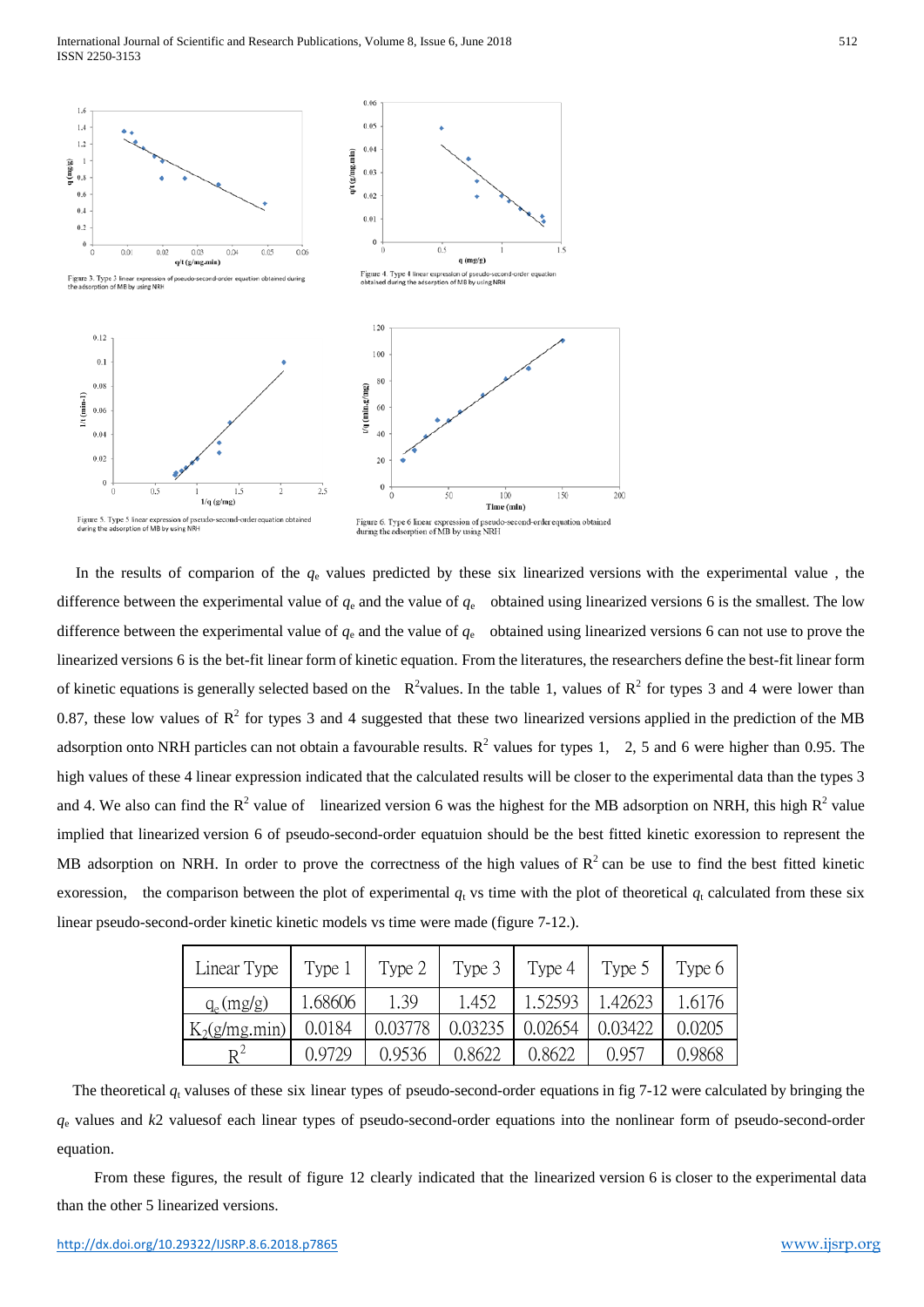Figure 3. Type 3 linear expression of pseudo-second-order equation obtained during the adsorption of MB by using NRH

Figure 4. Type 4 linear expression of pseudo-second-order equation obtained during the adsorption of MB by using NRH

Figure 5. Type 5 linear expression of pseudo-second-order equation obtained during the adsorption of MB by using NRH

Figure 6. Type 6 linear expression of pseudo-second-order equation obtained during the adsorption of MB by using NRH

In the results of comparion of the $q_e$ values predicted by these six linearized versions with the experimental value , the difference between the experimental value of $q_e$ and the value of $q_e$ obtained using linearized versions 6 is the smallest. The low difference between the experimental value of $q_e$ and the value of $q_e$ obtained using linearized versions 6 can not use to prove the linearized versions 6 is the bet-fit linear form of kinetic equation. From the literatures, the researchers define the best-fit linear form of kinetic equations is generally selected based on the $R^2$values. In the table 1, values of $R^2$ for types 3 and 4 were lower than 0.87, these low values of $R^2$ for types 3 and 4 suggested that these two linearized versions applied in the prediction of the MB adsorption onto NRH particles can not obtain a favourable results. $R^2$ values for types 1, 2, 5 and 6 were higher than 0.95. The high values of these 4 linear expression indicated that the calculated results will be closer to the experimental data than the types 3 and 4. We also can find the $R^2$ value of linearized version 6 was the highest for the MB adsorption on NRH, this high $R^2$ value implied that linearized version 6 of pseudo-second-order equatuion should be the best fitted kinetic exoression to represent the MB adsorption on NRH. In order to prove the correctness of the high values of $R^2$ can be use to find the best fitted kinetic exoression, the comparison between the plot of experimental $q_t$ vs time with the plot of theoretical $q_t$ calculated from these six linear pseudo-second-order kinetic kinetic models vs time were made (figure 7-12.).

| Linear Type | Type 1 | Type 2 | Type 3 | Type 4 | Type 5 | Type 6 |
|---|---|---|---|---|---|---|
| $q_e$ (mg/g) | 1.68606 | 1.39 | 1.452 | 1.52593 | 1.42623 | 1.6176 |
| $K_2$(g/mg.min) | 0.0184 | 0.03778 | 0.03235 | 0.02654 | 0.03422 | 0.0205 |
| $R^2$ | 0.9729 | 0.9536 | 0.8622 | 0.8622 | 0.957 | 0.9868 |

The theoretical $q_t$ values of these six linear types of pseudo-second-order equations in fig 7-12 were calculated by bringing the $q_e$ values and $k2$ valuesof each linear types of pseudo-second-order equations into the nonlinear form of pseudo-second-order equation.

From these figures, the result of figure 12 clearly indicated that the linearized version 6 is closer to the experimental data than the other 5 linearized versions.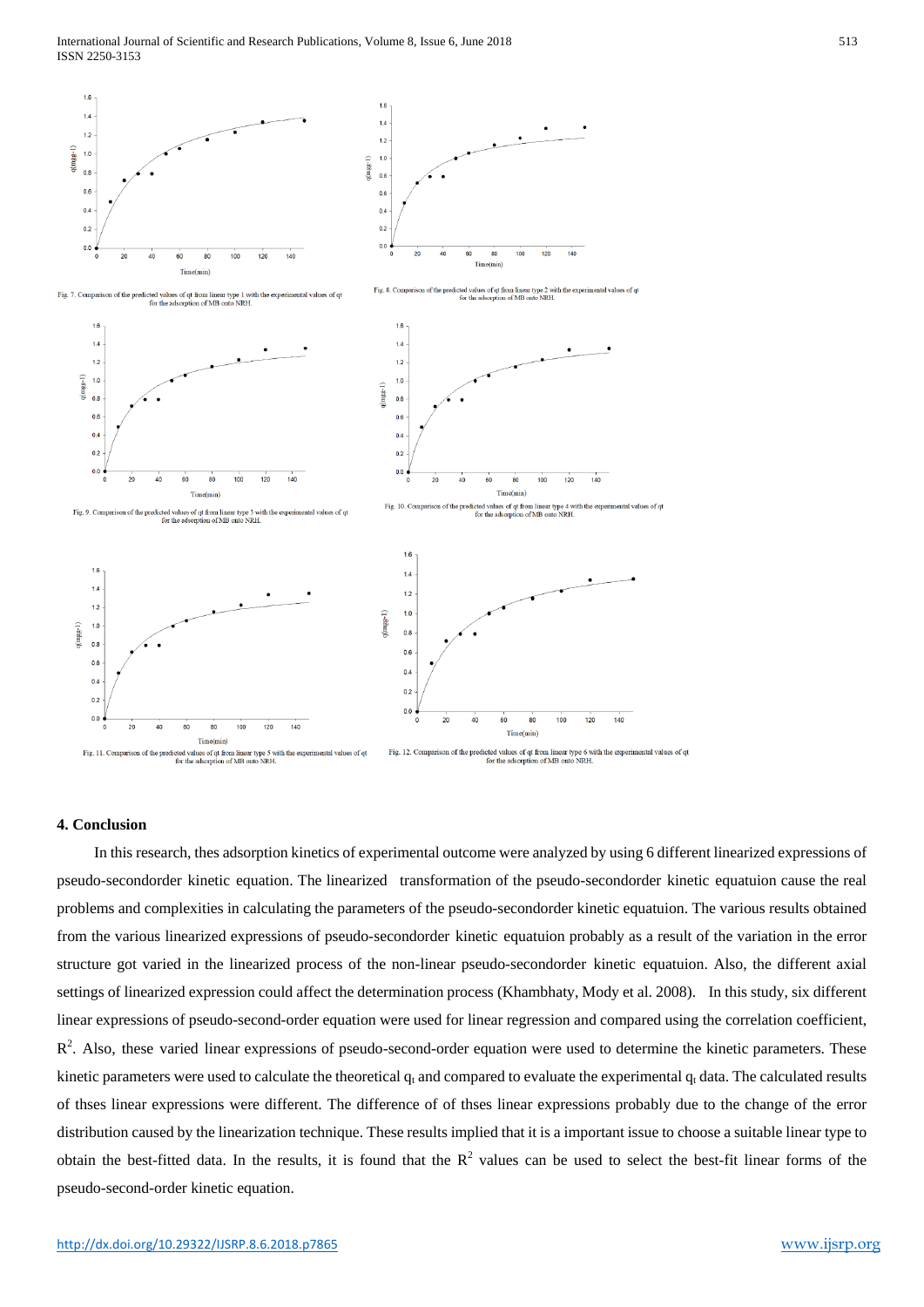Fig. 7. Comparison of the predicted values of qt from linear type 1 with the experimental values of qt for the adsorption of MB onto NRH.

Fig. 8. Comparison of the predicted values of qt from linear type 2 with the experimental values of qt for the adsorption of MB onto NRH.

Fig. 9. Comparison of the predicted values of qt from linear type 3 with the experimental values of qt for the adsorption of MB onto NRH.

Fig. 10. Comparison of the predicted values of qt from linear type 4 with the experimental values of qt for the adsorption of MB onto NRH.

Fig. 11. Comparison of the predicted values of qt from linear type 5 with the experimental values of qt for the adsorption of MB onto NRH.

Fig. 12. Comparison of the predicted values of qt from linear type 6 with the experimental values of qt for the adsorption of MB onto NRH.

## 4. Conclusion

In this research, thes adsorption kinetics of experimental outcome were analyzed by using 6 different linearized expressions of pseudo-secondorder kinetic equation. The linearized transformation of the pseudo-secondorder kinetic equatuion cause the real problems and complexities in calculating the parameters of the pseudo-secondorder kinetic equatuion. The various results obtained from the various linearized expressions of pseudo-secondorder kinetic equatuion probably as a result of the variation in the error structure got varied in the linearized process of the non-linear pseudo-secondorder kinetic equatuion. Also, the different axial settings of linearized expression could affect the determination process (Khambhaty, Mody et al. 2008). In this study, six different linear expressions of pseudo-second-order equation were used for linear regression and compared using the correlation coefficient, $R^2$. Also, these varied linear expressions of pseudo-second-order equation were used to determine the kinetic parameters. These kinetic parameters were used to calculate the theoretical $q_t$ and compared to evaluate the experimental $q_t$ data. The calculated results of thses linear expressions were different. The difference of of thses linear expressions probably due to the change of the error distribution caused by the linearization technique. These results implied that it is a important issue to choose a suitable linear type to obtain the best-fitted data. In the results, it is found that the $R^2$ values can be used to select the best-fit linear forms of the pseudo-second-order kinetic equation.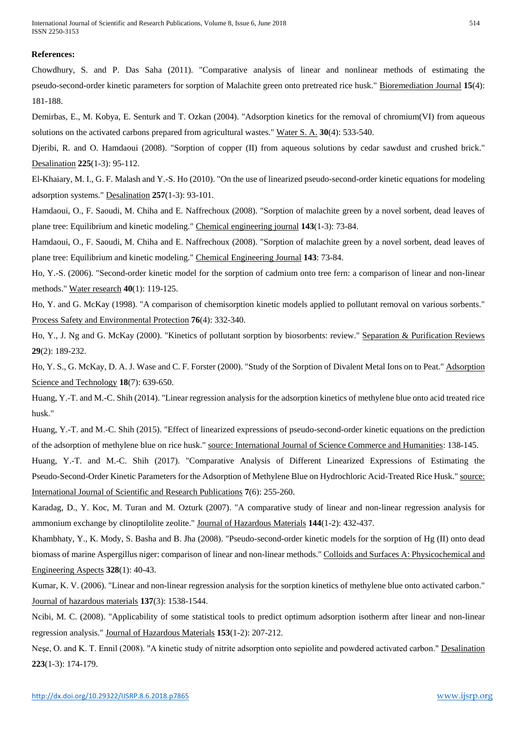**References:**

Chowdhury, S. and P. Das Saha (2011). "Comparative analysis of linear and nonlinear methods of estimating the pseudo-second-order kinetic parameters for sorption of Malachite green onto pretreated rice husk." Bioremediation Journal **15**(4): 181-188.

Demirbas, E., M. Kobya, E. Senturk and T. Ozkan (2004). "Adsorption kinetics for the removal of chromium(VI) from aqueous solutions on the activated carbons prepared from agricultural wastes." Water S. A. **30**(4): 533-540.

Djeribi, R. and O. Hamdaoui (2008). "Sorption of copper (II) from aqueous solutions by cedar sawdust and crushed brick." Desalination **225**(1-3): 95-112.

El-Khaiary, M. I., G. F. Malash and Y.-S. Ho (2010). "On the use of linearized pseudo-second-order kinetic equations for modeling adsorption systems." Desalination **257**(1-3): 93-101.

Hamdaoui, O., F. Saoudi, M. Chiha and E. Naffrechoux (2008). "Sorption of malachite green by a novel sorbent, dead leaves of plane tree: Equilibrium and kinetic modeling." Chemical engineering journal **143**(1-3): 73-84.

Hamdaoui, O., F. Saoudi, M. Chiha and E. Naffrechoux (2008). "Sorption of malachite green by a novel sorbent, dead leaves of plane tree: Equilibrium and kinetic modeling." Chemical Engineering Journal **143**: 73-84.

Ho, Y.-S. (2006). "Second-order kinetic model for the sorption of cadmium onto tree fern: a comparison of linear and non-linear methods." Water research **40**(1): 119-125.

Ho, Y. and G. McKay (1998). "A comparison of chemisorption kinetic models applied to pollutant removal on various sorbents." Process Safety and Environmental Protection **76**(4): 332-340.

Ho, Y., J. Ng and G. McKay (2000). "Kinetics of pollutant sorption by biosorbents: review." Separation & Purification Reviews **29**(2): 189-232.

Ho, Y. S., G. McKay, D. A. J. Wase and C. F. Forster (2000). "Study of the Sorption of Divalent Metal Ions on to Peat." Adsorption Science and Technology **18**(7): 639-650.

Huang, Y.-T. and M.-C. Shih (2014). "Linear regression analysis for the adsorption kinetics of methylene blue onto acid treated rice husk."

Huang, Y.-T. and M.-C. Shih (2015). "Effect of linearized expressions of pseudo-second-order kinetic equations on the prediction of the adsorption of methylene blue on rice husk." source: International Journal of Science Commerce and Humanities: 138-145.

Huang, Y.-T. and M.-C. Shih (2017). "Comparative Analysis of Different Linearized Expressions of Estimating the Pseudo-Second-Order Kinetic Parameters for the Adsorption of Methylene Blue on Hydrochloric Acid-Treated Rice Husk." source: International Journal of Scientific and Research Publications **7**(6): 255-260.

Karadag, D., Y. Koc, M. Turan and M. Ozturk (2007). "A comparative study of linear and non-linear regression analysis for ammonium exchange by clinoptilolite zeolite." Journal of Hazardous Materials **144**(1-2): 432-437.

Khambhaty, Y., K. Mody, S. Basha and B. Jha (2008). "Pseudo-second-order kinetic models for the sorption of Hg (II) onto dead biomass of marine Aspergillus niger: comparison of linear and non-linear methods." Colloids and Surfaces A: Physicochemical and Engineering Aspects **328**(1): 40-43.

Kumar, K. V. (2006). "Linear and non-linear regression analysis for the sorption kinetics of methylene blue onto activated carbon." Journal of hazardous materials **137**(3): 1538-1544.

Ncibi, M. C. (2008). "Applicability of some statistical tools to predict optimum adsorption isotherm after linear and non-linear regression analysis." Journal of Hazardous Materials **153**(1-2): 207-212.

Neşe, O. and K. T. Ennil (2008). "A kinetic study of nitrite adsorption onto sepiolite and powdered activated carbon." Desalination **223**(1-3): 174-179.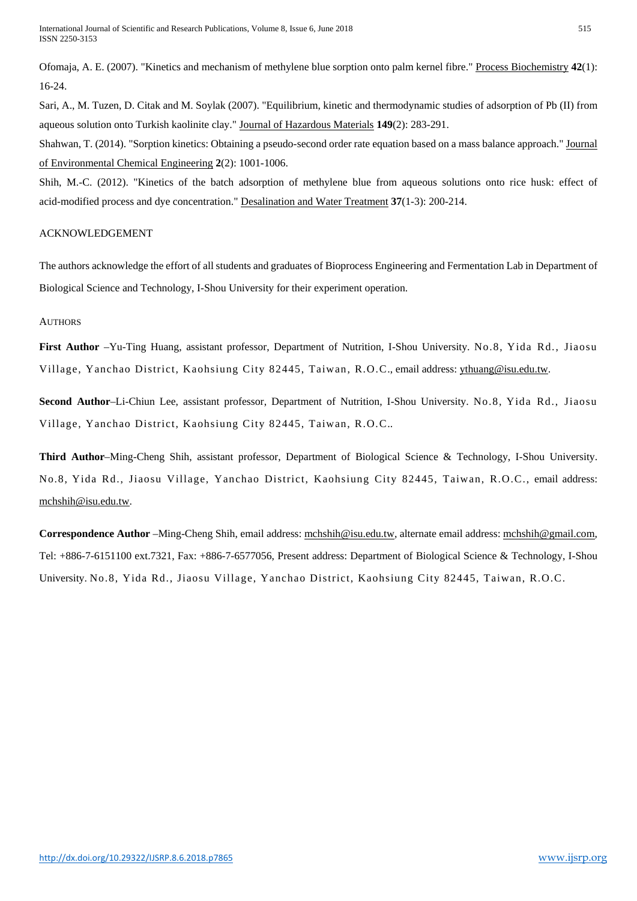Ofomaja, A. E. (2007). "Kinetics and mechanism of methylene blue sorption onto palm kernel fibre." Process Biochemistry **42**(1): 16-24.

Sari, A., M. Tuzen, D. Citak and M. Soylak (2007). "Equilibrium, kinetic and thermodynamic studies of adsorption of Pb (II) from aqueous solution onto Turkish kaolinite clay." Journal of Hazardous Materials **149**(2): 283-291.

Shahwan, T. (2014). "Sorption kinetics: Obtaining a pseudo-second order rate equation based on a mass balance approach." Journal of Environmental Chemical Engineering **2**(2): 1001-1006.

Shih, M.-C. (2012). "Kinetics of the batch adsorption of methylene blue from aqueous solutions onto rice husk: effect of acid-modified process and dye concentration." Desalination and Water Treatment **37**(1-3): 200-214.

## ACKNOWLEDGEMENT

The authors acknowledge the effort of all students and graduates of Bioprocess Engineering and Fermentation Lab in Department of Biological Science and Technology, I-Shou University for their experiment operation.

## AUTHORS

**First Author** –Yu-Ting Huang, assistant professor, Department of Nutrition, I-Shou University. No.8, Yida Rd., Jiaosu Village, Yanchao District, Kaohsiung City 82445, Taiwan, R.O.C., email address: ythuang@isu.edu.tw.

**Second Author**–Li-Chiun Lee, assistant professor, Department of Nutrition, I-Shou University. No.8, Yida Rd., Jiaosu Village, Yanchao District, Kaohsiung City 82445, Taiwan, R.O.C..

**Third Author**–Ming-Cheng Shih, assistant professor, Department of Biological Science & Technology, I-Shou University. No.8, Yida Rd., Jiaosu Village, Yanchao District, Kaohsiung City 82445, Taiwan, R.O.C., email address: mchshih@isu.edu.tw.

**Correspondence Author** –Ming-Cheng Shih, email address: mchshih@isu.edu.tw, alternate email address: mchshih@gmail.com, Tel: +886-7-6151100 ext.7321, Fax: +886-7-6577056, Present address: Department of Biological Science & Technology, I-Shou University. No.8, Yida Rd., Jiaosu Village, Yanchao District, Kaohsiung City 82445, Taiwan, R.O.C.